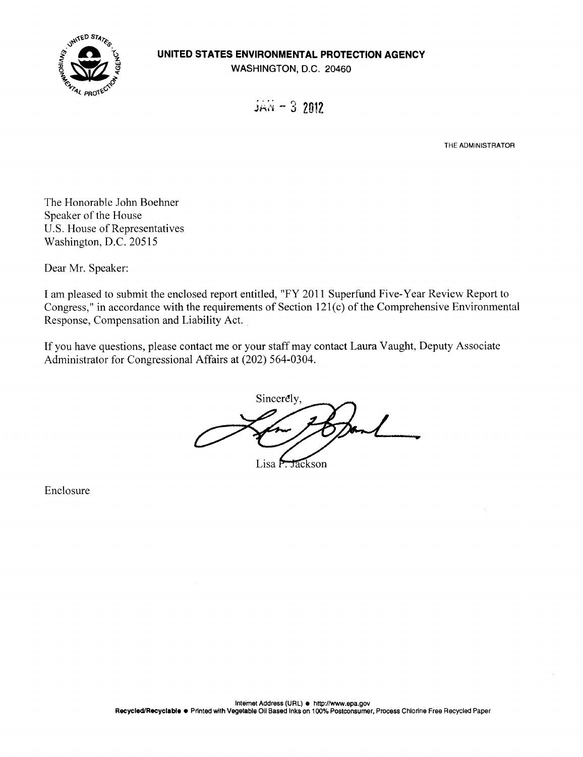**UNITED STATES ENVIRONMENTAL PROTECTION AGENCY**
WASHINGTON, D.C. 20460

JAN - 3 2012

THE ADMINISTRATOR

The Honorable John Boehner
Speaker of the House
U.S. House of Representatives
Washington, D.C. 20515

Dear Mr. Speaker:

I am pleased to submit the enclosed report entitled, "FY 2011 Superfund Five-Year Review Report to Congress," in accordance with the requirements of Section 121(c) of the Comprehensive Environmental Response, Compensation and Liability Act.

If you have questions, please contact me or your staff may contact Laura Vaught, Deputy Associate Administrator for Congressional Affairs at (202) 564-0304.

Sincerely,

Lisa P. Jackson

Enclosure

Internet Address (URL) • http://www.epa.gov
Recycled/Recyclable • Printed with Vegetable Oil Based Inks on 100% Postconsumer, Process Chlorine Free Recycled Paper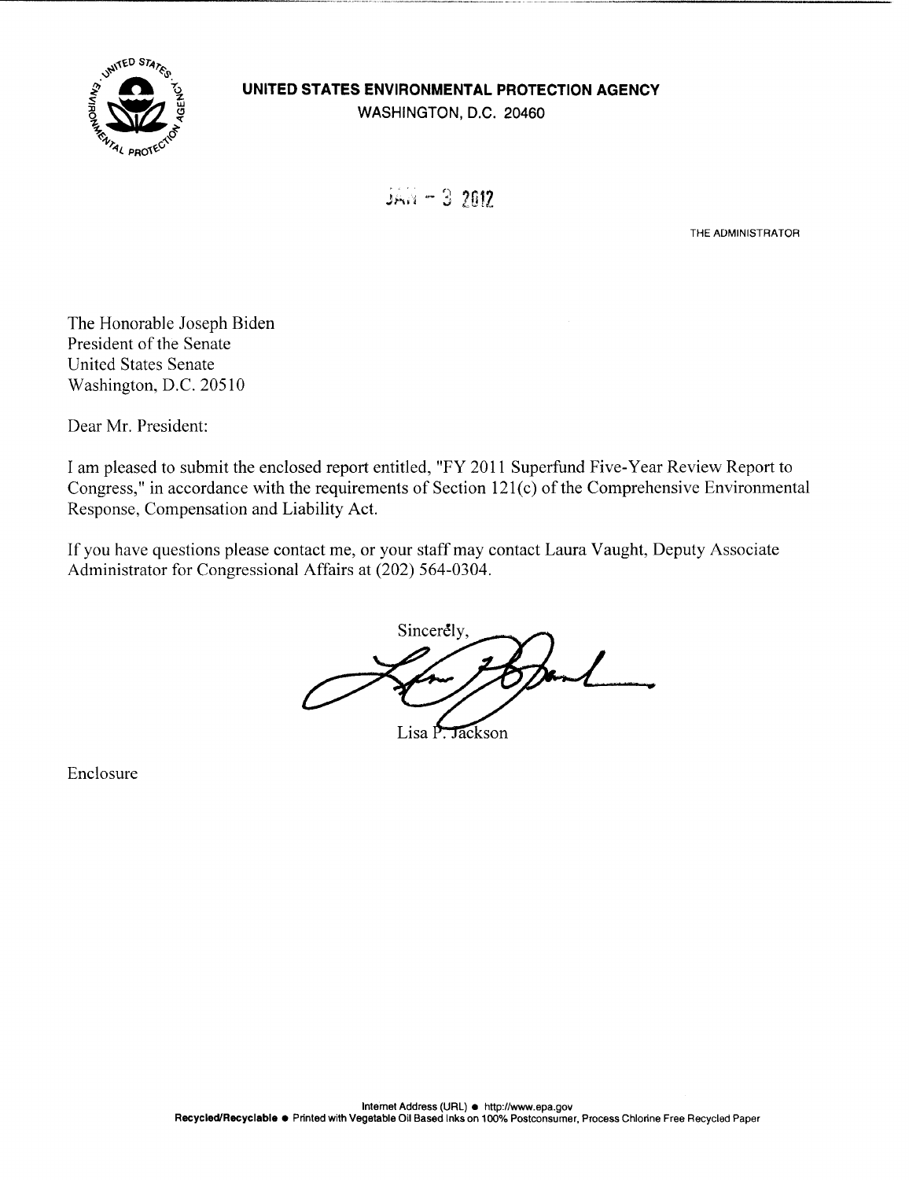**UNITED STATES ENVIRONMENTAL PROTECTION AGENCY**
WASHINGTON, D.C. 20460

JAN - 3 2012

THE ADMINISTRATOR

The Honorable Joseph Biden
President of the Senate
United States Senate
Washington, D.C. 20510

Dear Mr. President:

I am pleased to submit the enclosed report entitled, "FY 2011 Superfund Five-Year Review Report to Congress," in accordance with the requirements of Section 121(c) of the Comprehensive Environmental Response, Compensation and Liability Act.

If you have questions please contact me, or your staff may contact Laura Vaught, Deputy Associate Administrator for Congressional Affairs at (202) 564-0304.

Sincerely,

Lisa P. Jackson

Enclosure

Internet Address (URL) • http://www.epa.gov
Recycled/Recyclable • Printed with Vegetable Oil Based Inks on 100% Postconsumer, Process Chlorine Free Recycled Paper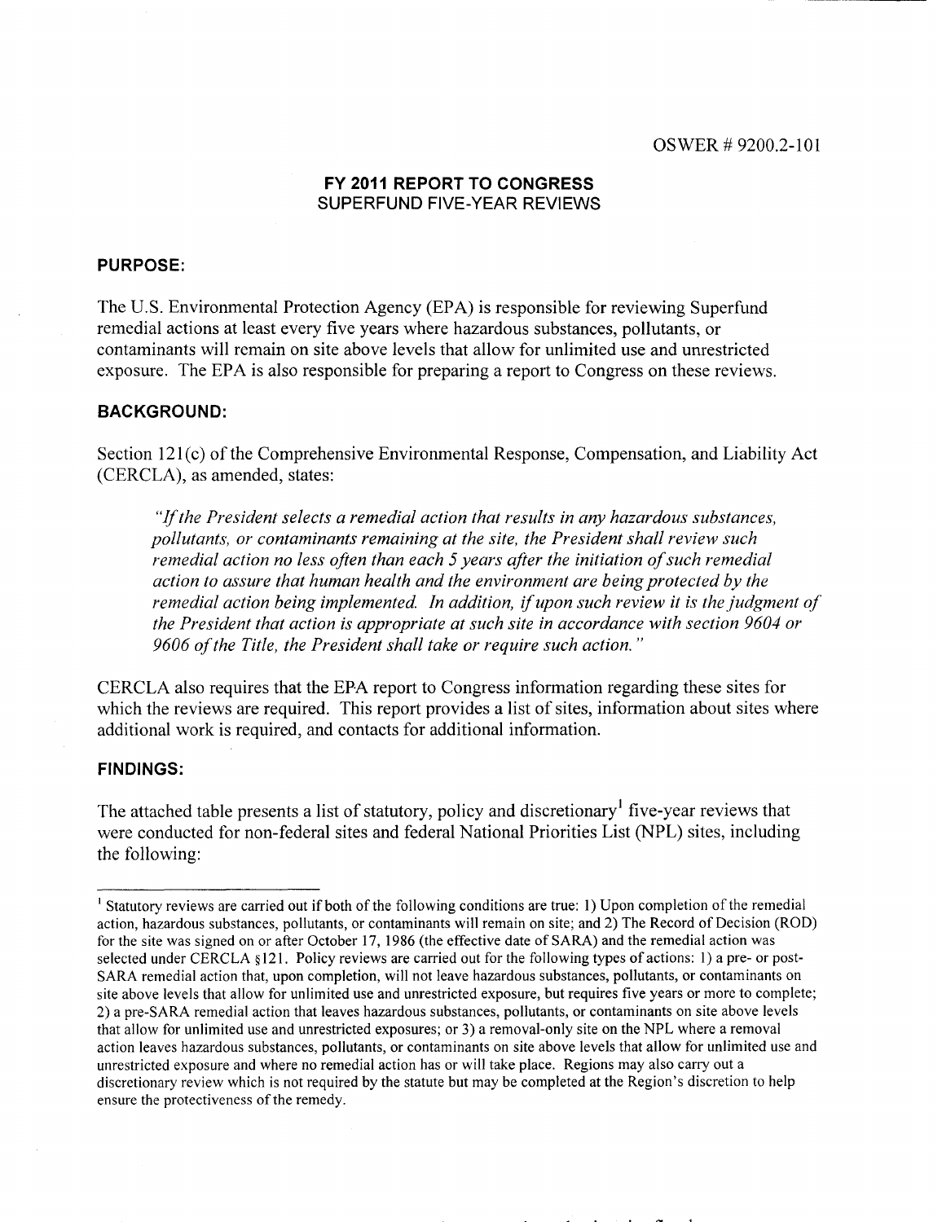OSWER # 9200.2-101

# FY 2011 REPORT TO CONGRESS
## SUPERFUND FIVE-YEAR REVIEWS

### PURPOSE:

The U.S. Environmental Protection Agency (EPA) is responsible for reviewing Superfund remedial actions at least every five years where hazardous substances, pollutants, or contaminants will remain on site above levels that allow for unlimited use and unrestricted exposure. The EPA is also responsible for preparing a report to Congress on these reviews.

### BACKGROUND:

Section 121(c) of the Comprehensive Environmental Response, Compensation, and Liability Act (CERCLA), as amended, states:

> *"If the President selects a remedial action that results in any hazardous substances, pollutants, or contaminants remaining at the site, the President shall review such remedial action no less often than each 5 years after the initiation of such remedial action to assure that human health and the environment are being protected by the remedial action being implemented. In addition, if upon such review it is the judgment of the President that action is appropriate at such site in accordance with section 9604 or 9606 of the Title, the President shall take or require such action."*

CERCLA also requires that the EPA report to Congress information regarding these sites for which the reviews are required. This report provides a list of sites, information about sites where additional work is required, and contacts for additional information.

### FINDINGS:

The attached table presents a list of statutory, policy and discretionary[1] five-year reviews that were conducted for non-federal sites and federal National Priorities List (NPL) sites, including the following:

---

[1] Statutory reviews are carried out if both of the following conditions are true: 1) Upon completion of the remedial action, hazardous substances, pollutants, or contaminants will remain on site; and 2) The Record of Decision (ROD) for the site was signed on or after October 17, 1986 (the effective date of SARA) and the remedial action was selected under CERCLA §121. Policy reviews are carried out for the following types of actions: 1) a pre- or post-SARA remedial action that, upon completion, will not leave hazardous substances, pollutants, or contaminants on site above levels that allow for unlimited use and unrestricted exposure, but requires five years or more to complete; 2) a pre-SARA remedial action that leaves hazardous substances, pollutants, or contaminants on site above levels that allow for unlimited use and unrestricted exposures; or 3) a removal-only site on the NPL where a removal action leaves hazardous substances, pollutants, or contaminants on site above levels that allow for unlimited use and unrestricted exposure and where no remedial action has or will take place. Regions may also carry out a discretionary review which is not required by the statute but may be completed at the Region's discretion to help ensure the protectiveness of the remedy.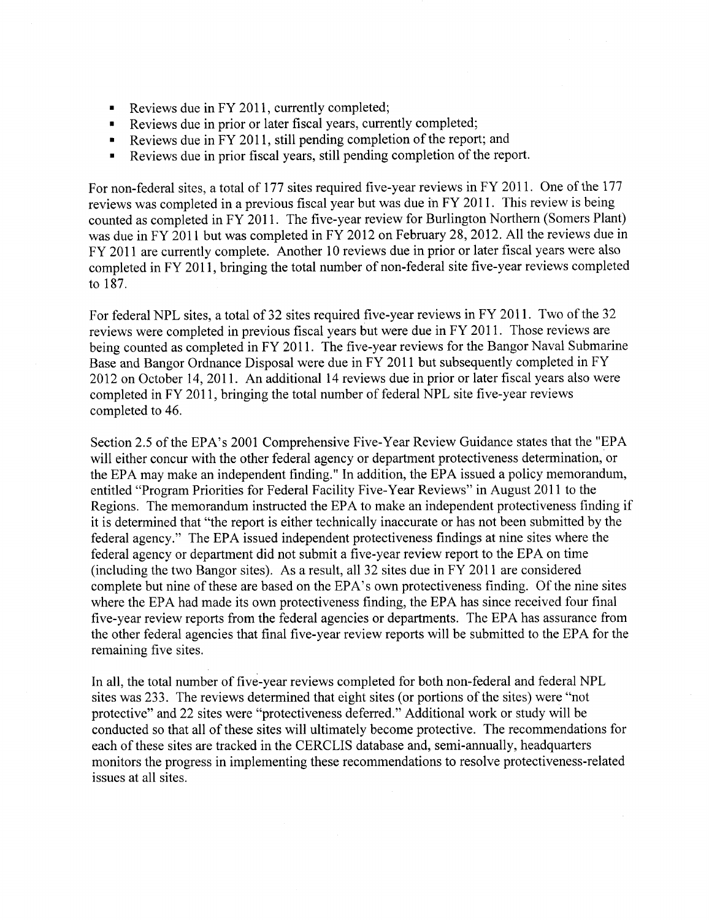- Reviews due in FY 2011, currently completed;
- Reviews due in prior or later fiscal years, currently completed;
- Reviews due in FY 2011, still pending completion of the report; and
- Reviews due in prior fiscal years, still pending completion of the report.

For non-federal sites, a total of 177 sites required five-year reviews in FY 2011. One of the 177 reviews was completed in a previous fiscal year but was due in FY 2011. This review is being counted as completed in FY 2011. The five-year review for Burlington Northern (Somers Plant) was due in FY 2011 but was completed in FY 2012 on February 28, 2012. All the reviews due in FY 2011 are currently complete. Another 10 reviews due in prior or later fiscal years were also completed in FY 2011, bringing the total number of non-federal site five-year reviews completed to 187.

For federal NPL sites, a total of 32 sites required five-year reviews in FY 2011. Two of the 32 reviews were completed in previous fiscal years but were due in FY 2011. Those reviews are being counted as completed in FY 2011. The five-year reviews for the Bangor Naval Submarine Base and Bangor Ordnance Disposal were due in FY 2011 but subsequently completed in FY 2012 on October 14, 2011. An additional 14 reviews due in prior or later fiscal years also were completed in FY 2011, bringing the total number of federal NPL site five-year reviews completed to 46.

Section 2.5 of the EPA's 2001 Comprehensive Five-Year Review Guidance states that the "EPA will either concur with the other federal agency or department protectiveness determination, or the EPA may make an independent finding." In addition, the EPA issued a policy memorandum, entitled "Program Priorities for Federal Facility Five-Year Reviews" in August 2011 to the Regions. The memorandum instructed the EPA to make an independent protectiveness finding if it is determined that "the report is either technically inaccurate or has not been submitted by the federal agency." The EPA issued independent protectiveness findings at nine sites where the federal agency or department did not submit a five-year review report to the EPA on time (including the two Bangor sites). As a result, all 32 sites due in FY 2011 are considered complete but nine of these are based on the EPA's own protectiveness finding. Of the nine sites where the EPA had made its own protectiveness finding, the EPA has since received four final five-year review reports from the federal agencies or departments. The EPA has assurance from the other federal agencies that final five-year review reports will be submitted to the EPA for the remaining five sites.

In all, the total number of five-year reviews completed for both non-federal and federal NPL sites was 233. The reviews determined that eight sites (or portions of the sites) were "not protective" and 22 sites were "protectiveness deferred." Additional work or study will be conducted so that all of these sites will ultimately become protective. The recommendations for each of these sites are tracked in the CERCLIS database and, semi-annually, headquarters monitors the progress in implementing these recommendations to resolve protectiveness-related issues at all sites.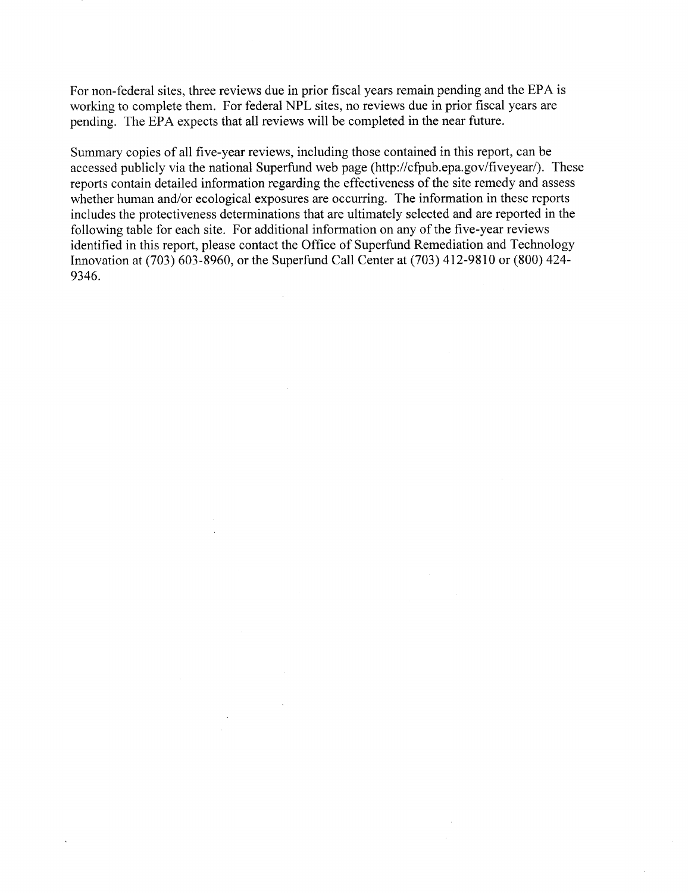For non-federal sites, three reviews due in prior fiscal years remain pending and the EPA is working to complete them. For federal NPL sites, no reviews due in prior fiscal years are pending. The EPA expects that all reviews will be completed in the near future.

Summary copies of all five-year reviews, including those contained in this report, can be accessed publicly via the national Superfund web page (http://cfpub.epa.gov/fiveyear/). These reports contain detailed information regarding the effectiveness of the site remedy and assess whether human and/or ecological exposures are occurring. The information in these reports includes the protectiveness determinations that are ultimately selected and are reported in the following table for each site. For additional information on any of the five-year reviews identified in this report, please contact the Office of Superfund Remediation and Technology Innovation at (703) 603-8960, or the Superfund Call Center at (703) 412-9810 or (800) 424-9346.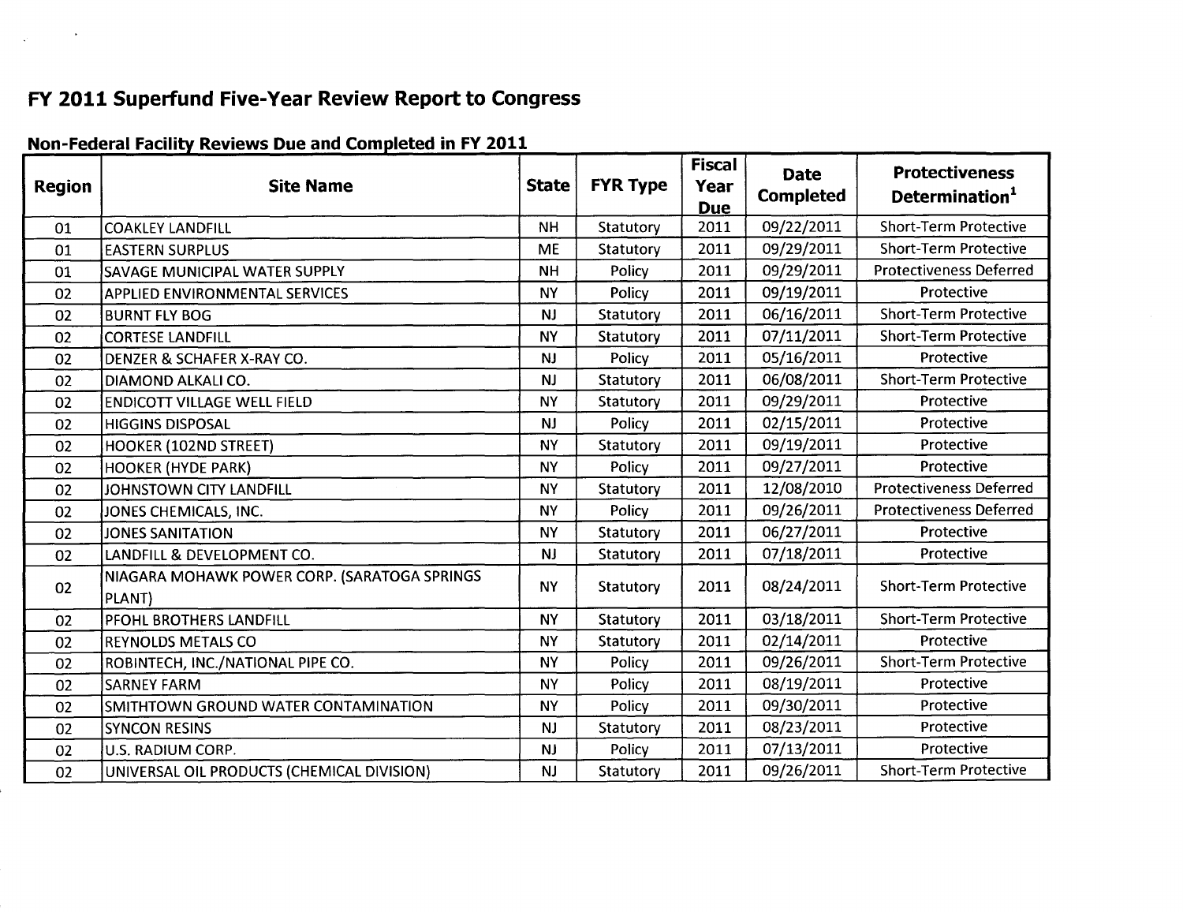# FY 2011 Superfund Five-Year Review Report to Congress

## Non-Federal Facility Reviews Due and Completed in FY 2011

| Region | Site Name | State | FYR Type | Fiscal Year Due | Date Completed | Protectiveness Determination[1] |
|---|---|---|---|---|---|---|
| 01 | COAKLEY LANDFILL | NH | Statutory | 2011 | 09/22/2011 | Short-Term Protective |
| 01 | EASTERN SURPLUS | ME | Statutory | 2011 | 09/29/2011 | Short-Term Protective |
| 01 | SAVAGE MUNICIPAL WATER SUPPLY | NH | Policy | 2011 | 09/29/2011 | Protectiveness Deferred |
| 02 | APPLIED ENVIRONMENTAL SERVICES | NY | Policy | 2011 | 09/19/2011 | Protective |
| 02 | BURNT FLY BOG | NJ | Statutory | 2011 | 06/16/2011 | Short-Term Protective |
| 02 | CORTESE LANDFILL | NY | Statutory | 2011 | 07/11/2011 | Short-Term Protective |
| 02 | DENZER & SCHAFER X-RAY CO. | NJ | Policy | 2011 | 05/16/2011 | Protective |
| 02 | DIAMOND ALKALI CO. | NJ | Statutory | 2011 | 06/08/2011 | Short-Term Protective |
| 02 | ENDICOTT VILLAGE WELL FIELD | NY | Statutory | 2011 | 09/29/2011 | Protective |
| 02 | HIGGINS DISPOSAL | NJ | Policy | 2011 | 02/15/2011 | Protective |
| 02 | HOOKER (102ND STREET) | NY | Statutory | 2011 | 09/19/2011 | Protective |
| 02 | HOOKER (HYDE PARK) | NY | Policy | 2011 | 09/27/2011 | Protective |
| 02 | JOHNSTOWN CITY LANDFILL | NY | Statutory | 2011 | 12/08/2010 | Protectiveness Deferred |
| 02 | JONES CHEMICALS, INC. | NY | Policy | 2011 | 09/26/2011 | Protectiveness Deferred |
| 02 | JONES SANITATION | NY | Statutory | 2011 | 06/27/2011 | Protective |
| 02 | LANDFILL & DEVELOPMENT CO. | NJ | Statutory | 2011 | 07/18/2011 | Protective |
| 02 | NIAGARA MOHAWK POWER CORP. (SARATOGA SPRINGS PLANT) | NY | Statutory | 2011 | 08/24/2011 | Short-Term Protective |
| 02 | PFOHL BROTHERS LANDFILL | NY | Statutory | 2011 | 03/18/2011 | Short-Term Protective |
| 02 | REYNOLDS METALS CO | NY | Statutory | 2011 | 02/14/2011 | Protective |
| 02 | ROBINTECH, INC./NATIONAL PIPE CO. | NY | Policy | 2011 | 09/26/2011 | Short-Term Protective |
| 02 | SARNEY FARM | NY | Policy | 2011 | 08/19/2011 | Protective |
| 02 | SMITHTOWN GROUND WATER CONTAMINATION | NY | Policy | 2011 | 09/30/2011 | Protective |
| 02 | SYNCON RESINS | NJ | Statutory | 2011 | 08/23/2011 | Protective |
| 02 | U.S. RADIUM CORP. | NJ | Policy | 2011 | 07/13/2011 | Protective |
| 02 | UNIVERSAL OIL PRODUCTS (CHEMICAL DIVISION) | NJ | Statutory | 2011 | 09/26/2011 | Short-Term Protective |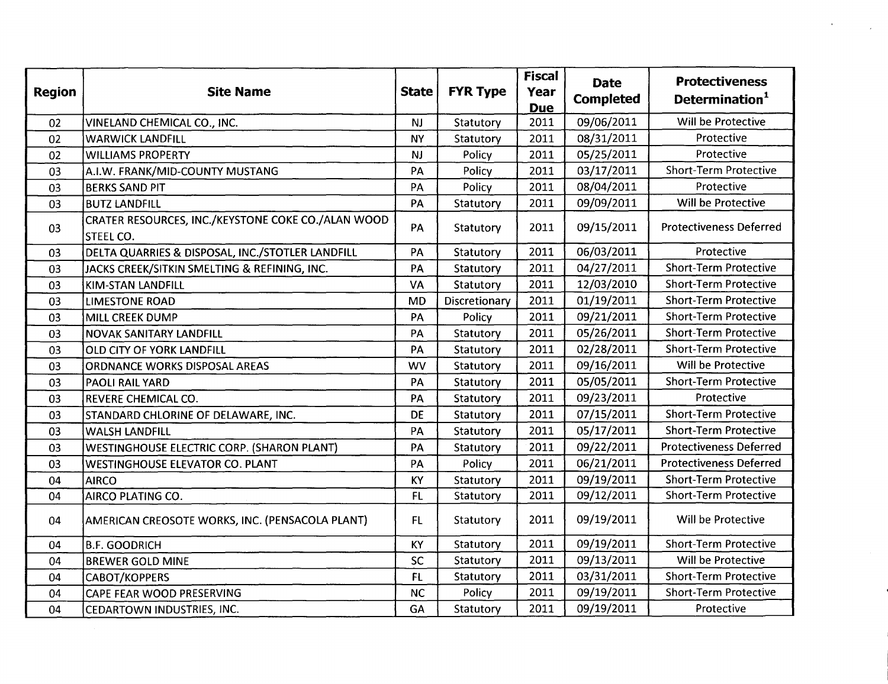| Region | Site Name | State | FYR Type | Fiscal Year Due | Date Completed | Protectiveness Determination[1] |
|---|---|---|---|---|---|---|
| 02 | VINELAND CHEMICAL CO., INC. | NJ | Statutory | 2011 | 09/06/2011 | Will be Protective |
| 02 | WARWICK LANDFILL | NY | Statutory | 2011 | 08/31/2011 | Protective |
| 02 | WILLIAMS PROPERTY | NJ | Policy | 2011 | 05/25/2011 | Protective |
| 03 | A.I.W. FRANK/MID-COUNTY MUSTANG | PA | Policy | 2011 | 03/17/2011 | Short-Term Protective |
| 03 | BERKS SAND PIT | PA | Policy | 2011 | 08/04/2011 | Protective |
| 03 | BUTZ LANDFILL | PA | Statutory | 2011 | 09/09/2011 | Will be Protective |
| 03 | CRATER RESOURCES, INC./KEYSTONE COKE CO./ALAN WOOD STEEL CO. | PA | Statutory | 2011 | 09/15/2011 | Protectiveness Deferred |
| 03 | DELTA QUARRIES & DISPOSAL, INC./STOTLER LANDFILL | PA | Statutory | 2011 | 06/03/2011 | Protective |
| 03 | JACKS CREEK/SITKIN SMELTING & REFINING, INC. | PA | Statutory | 2011 | 04/27/2011 | Short-Term Protective |
| 03 | KIM-STAN LANDFILL | VA | Statutory | 2011 | 12/03/2010 | Short-Term Protective |
| 03 | LIMESTONE ROAD | MD | Discretionary | 2011 | 01/19/2011 | Short-Term Protective |
| 03 | MILL CREEK DUMP | PA | Policy | 2011 | 09/21/2011 | Short-Term Protective |
| 03 | NOVAK SANITARY LANDFILL | PA | Statutory | 2011 | 05/26/2011 | Short-Term Protective |
| 03 | OLD CITY OF YORK LANDFILL | PA | Statutory | 2011 | 02/28/2011 | Short-Term Protective |
| 03 | ORDNANCE WORKS DISPOSAL AREAS | WV | Statutory | 2011 | 09/16/2011 | Will be Protective |
| 03 | PAOLI RAIL YARD | PA | Statutory | 2011 | 05/05/2011 | Short-Term Protective |
| 03 | REVERE CHEMICAL CO. | PA | Statutory | 2011 | 09/23/2011 | Protective |
| 03 | STANDARD CHLORINE OF DELAWARE, INC. | DE | Statutory | 2011 | 07/15/2011 | Short-Term Protective |
| 03 | WALSH LANDFILL | PA | Statutory | 2011 | 05/17/2011 | Short-Term Protective |
| 03 | WESTINGHOUSE ELECTRIC CORP. (SHARON PLANT) | PA | Statutory | 2011 | 09/22/2011 | Protectiveness Deferred |
| 03 | WESTINGHOUSE ELEVATOR CO. PLANT | PA | Policy | 2011 | 06/21/2011 | Protectiveness Deferred |
| 04 | AIRCO | KY | Statutory | 2011 | 09/19/2011 | Short-Term Protective |
| 04 | AIRCO PLATING CO. | FL | Statutory | 2011 | 09/12/2011 | Short-Term Protective |
| 04 | AMERICAN CREOSOTE WORKS, INC. (PENSACOLA PLANT) | FL | Statutory | 2011 | 09/19/2011 | Will be Protective |
| 04 | B.F. GOODRICH | KY | Statutory | 2011 | 09/19/2011 | Short-Term Protective |
| 04 | BREWER GOLD MINE | SC | Statutory | 2011 | 09/13/2011 | Will be Protective |
| 04 | CABOT/KOPPERS | FL | Statutory | 2011 | 03/31/2011 | Short-Term Protective |
| 04 | CAPE FEAR WOOD PRESERVING | NC | Policy | 2011 | 09/19/2011 | Short-Term Protective |
| 04 | CEDARTOWN INDUSTRIES, INC. | GA | Statutory | 2011 | 09/19/2011 | Protective |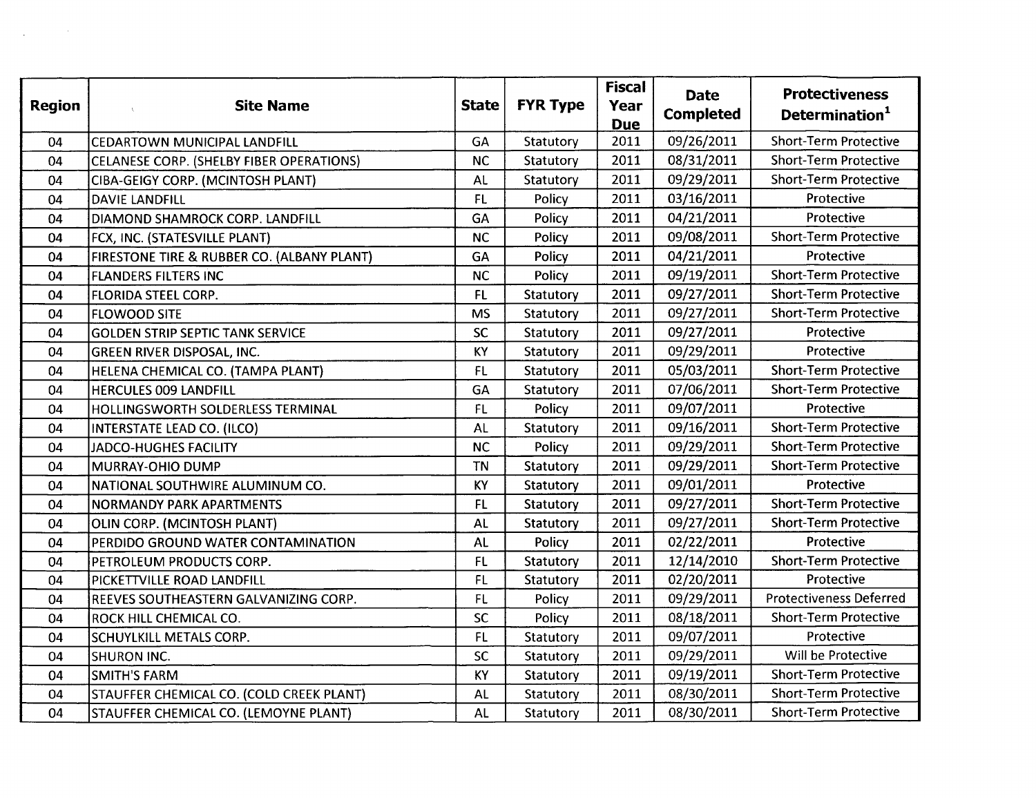| Region | Site Name | State | FYR Type | Fiscal Year Due | Date Completed | Protectiveness Determination[1] |
|---|---|---|---|---|---|---|
| 04 | CEDARTOWN MUNICIPAL LANDFILL | GA | Statutory | 2011 | 09/26/2011 | Short-Term Protective |
| 04 | CELANESE CORP. (SHELBY FIBER OPERATIONS) | NC | Statutory | 2011 | 08/31/2011 | Short-Term Protective |
| 04 | CIBA-GEIGY CORP. (MCINTOSH PLANT) | AL | Statutory | 2011 | 09/29/2011 | Short-Term Protective |
| 04 | DAVIE LANDFILL | FL | Policy | 2011 | 03/16/2011 | Protective |
| 04 | DIAMOND SHAMROCK CORP. LANDFILL | GA | Policy | 2011 | 04/21/2011 | Protective |
| 04 | FCX, INC. (STATESVILLE PLANT) | NC | Policy | 2011 | 09/08/2011 | Short-Term Protective |
| 04 | FIRESTONE TIRE & RUBBER CO. (ALBANY PLANT) | GA | Policy | 2011 | 04/21/2011 | Protective |
| 04 | FLANDERS FILTERS INC | NC | Policy | 2011 | 09/19/2011 | Short-Term Protective |
| 04 | FLORIDA STEEL CORP. | FL | Statutory | 2011 | 09/27/2011 | Short-Term Protective |
| 04 | FLOWOOD SITE | MS | Statutory | 2011 | 09/27/2011 | Short-Term Protective |
| 04 | GOLDEN STRIP SEPTIC TANK SERVICE | SC | Statutory | 2011 | 09/27/2011 | Protective |
| 04 | GREEN RIVER DISPOSAL, INC. | KY | Statutory | 2011 | 09/29/2011 | Protective |
| 04 | HELENA CHEMICAL CO. (TAMPA PLANT) | FL | Statutory | 2011 | 05/03/2011 | Short-Term Protective |
| 04 | HERCULES 009 LANDFILL | GA | Statutory | 2011 | 07/06/2011 | Short-Term Protective |
| 04 | HOLLINGSWORTH SOLDERLESS TERMINAL | FL | Policy | 2011 | 09/07/2011 | Protective |
| 04 | INTERSTATE LEAD CO. (ILCO) | AL | Statutory | 2011 | 09/16/2011 | Short-Term Protective |
| 04 | JADCO-HUGHES FACILITY | NC | Policy | 2011 | 09/29/2011 | Short-Term Protective |
| 04 | MURRAY-OHIO DUMP | TN | Statutory | 2011 | 09/29/2011 | Short-Term Protective |
| 04 | NATIONAL SOUTHWIRE ALUMINUM CO. | KY | Statutory | 2011 | 09/01/2011 | Protective |
| 04 | NORMANDY PARK APARTMENTS | FL | Statutory | 2011 | 09/27/2011 | Short-Term Protective |
| 04 | OLIN CORP. (MCINTOSH PLANT) | AL | Statutory | 2011 | 09/27/2011 | Short-Term Protective |
| 04 | PERDIDO GROUND WATER CONTAMINATION | AL | Policy | 2011 | 02/22/2011 | Protective |
| 04 | PETROLEUM PRODUCTS CORP. | FL | Statutory | 2011 | 12/14/2010 | Short-Term Protective |
| 04 | PICKETTVILLE ROAD LANDFILL | FL | Statutory | 2011 | 02/20/2011 | Protective |
| 04 | REEVES SOUTHEASTERN GALVANIZING CORP. | FL | Policy | 2011 | 09/29/2011 | Protectiveness Deferred |
| 04 | ROCK HILL CHEMICAL CO. | SC | Policy | 2011 | 08/18/2011 | Short-Term Protective |
| 04 | SCHUYLKILL METALS CORP. | FL | Statutory | 2011 | 09/07/2011 | Protective |
| 04 | SHURON INC. | SC | Statutory | 2011 | 09/29/2011 | Will be Protective |
| 04 | SMITH'S FARM | KY | Statutory | 2011 | 09/19/2011 | Short-Term Protective |
| 04 | STAUFFER CHEMICAL CO. (COLD CREEK PLANT) | AL | Statutory | 2011 | 08/30/2011 | Short-Term Protective |
| 04 | STAUFFER CHEMICAL CO. (LEMOYNE PLANT) | AL | Statutory | 2011 | 08/30/2011 | Short-Term Protective |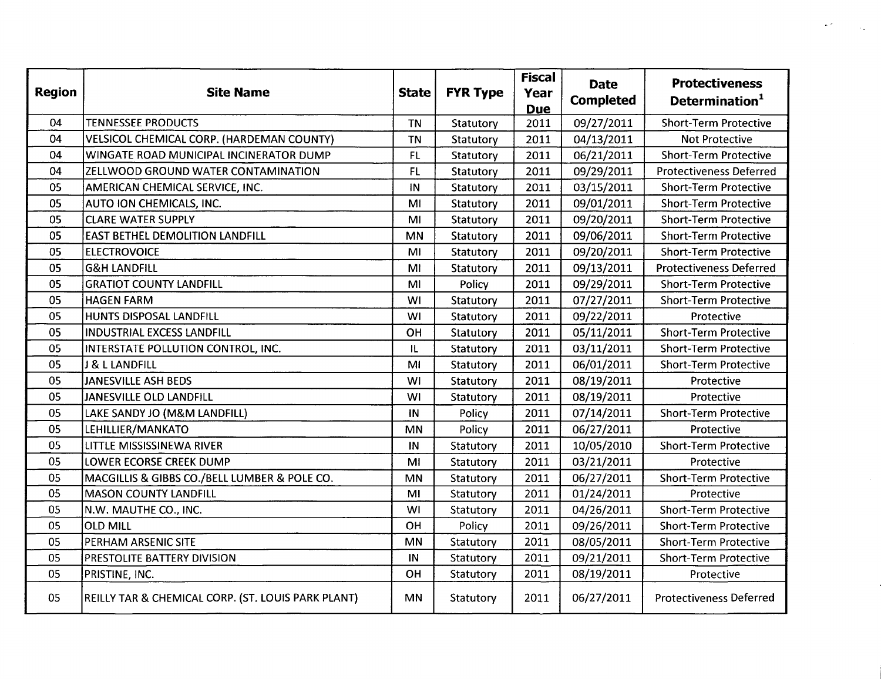| Region | Site Name | State | FYR Type | Fiscal Year Due | Date Completed | Protectiveness Determination[1] |
|---|---|---|---|---|---|---|
| 04 | TENNESSEE PRODUCTS | TN | Statutory | 2011 | 09/27/2011 | Short-Term Protective |
| 04 | VELSICOL CHEMICAL CORP. (HARDEMAN COUNTY) | TN | Statutory | 2011 | 04/13/2011 | Not Protective |
| 04 | WINGATE ROAD MUNICIPAL INCINERATOR DUMP | FL | Statutory | 2011 | 06/21/2011 | Short-Term Protective |
| 04 | ZELLWOOD GROUND WATER CONTAMINATION | FL | Statutory | 2011 | 09/29/2011 | Protectiveness Deferred |
| 05 | AMERICAN CHEMICAL SERVICE, INC. | IN | Statutory | 2011 | 03/15/2011 | Short-Term Protective |
| 05 | AUTO ION CHEMICALS, INC. | MI | Statutory | 2011 | 09/01/2011 | Short-Term Protective |
| 05 | CLARE WATER SUPPLY | MI | Statutory | 2011 | 09/20/2011 | Short-Term Protective |
| 05 | EAST BETHEL DEMOLITION LANDFILL | MN | Statutory | 2011 | 09/06/2011 | Short-Term Protective |
| 05 | ELECTROVOICE | MI | Statutory | 2011 | 09/20/2011 | Short-Term Protective |
| 05 | G&H LANDFILL | MI | Statutory | 2011 | 09/13/2011 | Protectiveness Deferred |
| 05 | GRATIOT COUNTY LANDFILL | MI | Policy | 2011 | 09/29/2011 | Short-Term Protective |
| 05 | HAGEN FARM | WI | Statutory | 2011 | 07/27/2011 | Short-Term Protective |
| 05 | HUNTS DISPOSAL LANDFILL | WI | Statutory | 2011 | 09/22/2011 | Protective |
| 05 | INDUSTRIAL EXCESS LANDFILL | OH | Statutory | 2011 | 05/11/2011 | Short-Term Protective |
| 05 | INTERSTATE POLLUTION CONTROL, INC. | IL | Statutory | 2011 | 03/11/2011 | Short-Term Protective |
| 05 | J & L LANDFILL | MI | Statutory | 2011 | 06/01/2011 | Short-Term Protective |
| 05 | JANESVILLE ASH BEDS | WI | Statutory | 2011 | 08/19/2011 | Protective |
| 05 | JANESVILLE OLD LANDFILL | WI | Statutory | 2011 | 08/19/2011 | Protective |
| 05 | LAKE SANDY JO (M&M LANDFILL) | IN | Policy | 2011 | 07/14/2011 | Short-Term Protective |
| 05 | LEHILLIER/MANKATO | MN | Policy | 2011 | 06/27/2011 | Protective |
| 05 | LITTLE MISSISSINEWA RIVER | IN | Statutory | 2011 | 10/05/2010 | Short-Term Protective |
| 05 | LOWER ECORSE CREEK DUMP | MI | Statutory | 2011 | 03/21/2011 | Protective |
| 05 | MACGILLIS & GIBBS CO./BELL LUMBER & POLE CO. | MN | Statutory | 2011 | 06/27/2011 | Short-Term Protective |
| 05 | MASON COUNTY LANDFILL | MI | Statutory | 2011 | 01/24/2011 | Protective |
| 05 | N.W. MAUTHE CO., INC. | WI | Statutory | 2011 | 04/26/2011 | Short-Term Protective |
| 05 | OLD MILL | OH | Policy | 2011 | 09/26/2011 | Short-Term Protective |
| 05 | PERHAM ARSENIC SITE | MN | Statutory | 2011 | 08/05/2011 | Short-Term Protective |
| 05 | PRESTOLITE BATTERY DIVISION | IN | Statutory | 2011 | 09/21/2011 | Short-Term Protective |
| 05 | PRISTINE, INC. | OH | Statutory | 2011 | 08/19/2011 | Protective |
| 05 | REILLY TAR & CHEMICAL CORP. (ST. LOUIS PARK PLANT) | MN | Statutory | 2011 | 06/27/2011 | Protectiveness Deferred |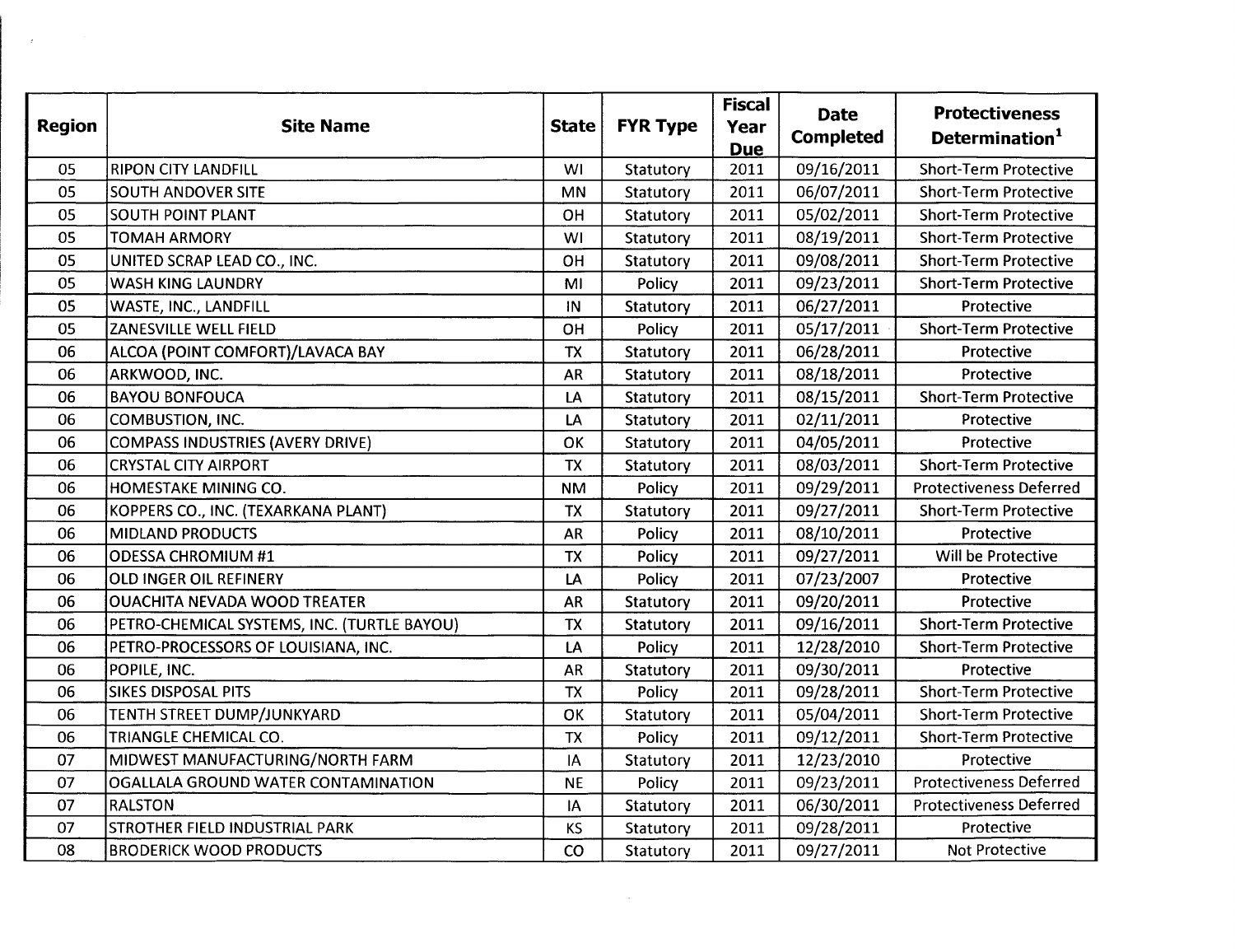| Region | Site Name | State | FYR Type | Fiscal Year Due | Date Completed | Protectiveness Determination[1] |
|---|---|---|---|---|---|---|
| 05 | RIPON CITY LANDFILL | WI | Statutory | 2011 | 09/16/2011 | Short-Term Protective |
| 05 | SOUTH ANDOVER SITE | MN | Statutory | 2011 | 06/07/2011 | Short-Term Protective |
| 05 | SOUTH POINT PLANT | OH | Statutory | 2011 | 05/02/2011 | Short-Term Protective |
| 05 | TOMAH ARMORY | WI | Statutory | 2011 | 08/19/2011 | Short-Term Protective |
| 05 | UNITED SCRAP LEAD CO., INC. | OH | Statutory | 2011 | 09/08/2011 | Short-Term Protective |
| 05 | WASH KING LAUNDRY | MI | Policy | 2011 | 09/23/2011 | Short-Term Protective |
| 05 | WASTE, INC., LANDFILL | IN | Statutory | 2011 | 06/27/2011 | Protective |
| 05 | ZANESVILLE WELL FIELD | OH | Policy | 2011 | 05/17/2011 | Short-Term Protective |
| 06 | ALCOA (POINT COMFORT)/LAVACA BAY | TX | Statutory | 2011 | 06/28/2011 | Protective |
| 06 | ARKWOOD, INC. | AR | Statutory | 2011 | 08/18/2011 | Protective |
| 06 | BAYOU BONFOUCA | LA | Statutory | 2011 | 08/15/2011 | Short-Term Protective |
| 06 | COMBUSTION, INC. | LA | Statutory | 2011 | 02/11/2011 | Protective |
| 06 | COMPASS INDUSTRIES (AVERY DRIVE) | OK | Statutory | 2011 | 04/05/2011 | Protective |
| 06 | CRYSTAL CITY AIRPORT | TX | Statutory | 2011 | 08/03/2011 | Short-Term Protective |
| 06 | HOMESTAKE MINING CO. | NM | Policy | 2011 | 09/29/2011 | Protectiveness Deferred |
| 06 | KOPPERS CO., INC. (TEXARKANA PLANT) | TX | Statutory | 2011 | 09/27/2011 | Short-Term Protective |
| 06 | MIDLAND PRODUCTS | AR | Policy | 2011 | 08/10/2011 | Protective |
| 06 | ODESSA CHROMIUM #1 | TX | Policy | 2011 | 09/27/2011 | Will be Protective |
| 06 | OLD INGER OIL REFINERY | LA | Policy | 2011 | 07/23/2007 | Protective |
| 06 | OUACHITA NEVADA WOOD TREATER | AR | Statutory | 2011 | 09/20/2011 | Protective |
| 06 | PETRO-CHEMICAL SYSTEMS, INC. (TURTLE BAYOU) | TX | Statutory | 2011 | 09/16/2011 | Short-Term Protective |
| 06 | PETRO-PROCESSORS OF LOUISIANA, INC. | LA | Policy | 2011 | 12/28/2010 | Short-Term Protective |
| 06 | POPILE, INC. | AR | Statutory | 2011 | 09/30/2011 | Protective |
| 06 | SIKES DISPOSAL PITS | TX | Policy | 2011 | 09/28/2011 | Short-Term Protective |
| 06 | TENTH STREET DUMP/JUNKYARD | OK | Statutory | 2011 | 05/04/2011 | Short-Term Protective |
| 06 | TRIANGLE CHEMICAL CO. | TX | Policy | 2011 | 09/12/2011 | Short-Term Protective |
| 07 | MIDWEST MANUFACTURING/NORTH FARM | IA | Statutory | 2011 | 12/23/2010 | Protective |
| 07 | OGALLALA GROUND WATER CONTAMINATION | NE | Policy | 2011 | 09/23/2011 | Protectiveness Deferred |
| 07 | RALSTON | IA | Statutory | 2011 | 06/30/2011 | Protectiveness Deferred |
| 07 | STROTHER FIELD INDUSTRIAL PARK | KS | Statutory | 2011 | 09/28/2011 | Protective |
| 08 | BRODERICK WOOD PRODUCTS | CO | Statutory | 2011 | 09/27/2011 | Not Protective |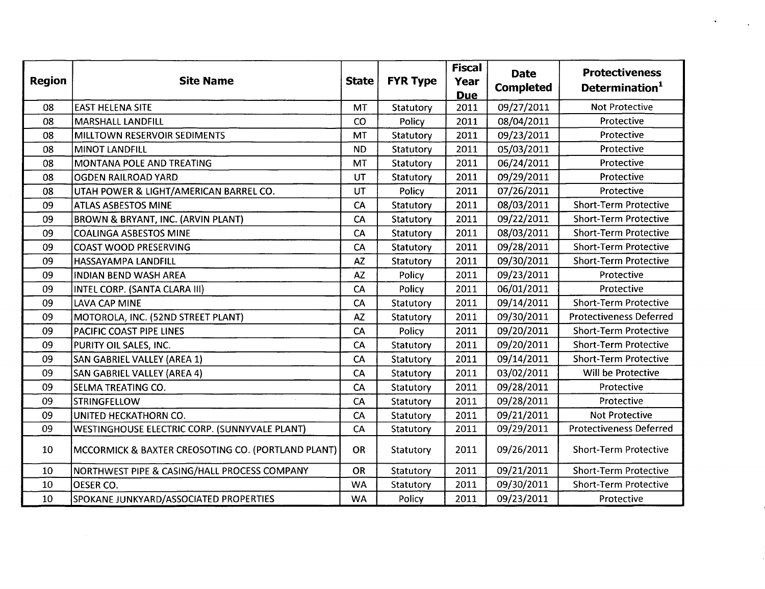| Region | Site Name | State | FYR Type | Fiscal Year Due | Date Completed | Protectiveness Determination[1] |
| --- | --- | --- | --- | --- | --- | --- |
| 08 | EAST HELENA SITE | MT | Statutory | 2011 | 09/27/2011 | Not Protective |
| 08 | MARSHALL LANDFILL | CO | Policy | 2011 | 08/04/2011 | Protective |
| 08 | MILLTOWN RESERVOIR SEDIMENTS | MT | Statutory | 2011 | 09/23/2011 | Protective |
| 08 | MINOT LANDFILL | ND | Statutory | 2011 | 05/03/2011 | Protective |
| 08 | MONTANA POLE AND TREATING | MT | Statutory | 2011 | 06/24/2011 | Protective |
| 08 | OGDEN RAILROAD YARD | UT | Statutory | 2011 | 09/29/2011 | Protective |
| 08 | UTAH POWER & LIGHT/AMERICAN BARREL CO. | UT | Policy | 2011 | 07/26/2011 | Protective |
| 09 | ATLAS ASBESTOS MINE | CA | Statutory | 2011 | 08/03/2011 | Short-Term Protective |
| 09 | BROWN & BRYANT, INC. (ARVIN PLANT) | CA | Statutory | 2011 | 09/22/2011 | Short-Term Protective |
| 09 | COALINGA ASBESTOS MINE | CA | Statutory | 2011 | 08/03/2011 | Short-Term Protective |
| 09 | COAST WOOD PRESERVING | CA | Statutory | 2011 | 09/28/2011 | Short-Term Protective |
| 09 | HASSAYAMPA LANDFILL | AZ | Statutory | 2011 | 09/30/2011 | Short-Term Protective |
| 09 | INDIAN BEND WASH AREA | AZ | Policy | 2011 | 09/23/2011 | Protective |
| 09 | INTEL CORP. (SANTA CLARA III) | CA | Policy | 2011 | 06/01/2011 | Protective |
| 09 | LAVA CAP MINE | CA | Statutory | 2011 | 09/14/2011 | Short-Term Protective |
| 09 | MOTOROLA, INC. (52ND STREET PLANT) | AZ | Statutory | 2011 | 09/30/2011 | Protectiveness Deferred |
| 09 | PACIFIC COAST PIPE LINES | CA | Policy | 2011 | 09/20/2011 | Short-Term Protective |
| 09 | PURITY OIL SALES, INC. | CA | Statutory | 2011 | 09/20/2011 | Short-Term Protective |
| 09 | SAN GABRIEL VALLEY (AREA 1) | CA | Statutory | 2011 | 09/14/2011 | Short-Term Protective |
| 09 | SAN GABRIEL VALLEY (AREA 4) | CA | Statutory | 2011 | 03/02/2011 | Will be Protective |
| 09 | SELMA TREATING CO. | CA | Statutory | 2011 | 09/28/2011 | Protective |
| 09 | STRINGFELLOW | CA | Statutory | 2011 | 09/28/2011 | Protective |
| 09 | UNITED HECKATHORN CO. | CA | Statutory | 2011 | 09/21/2011 | Not Protective |
| 09 | WESTINGHOUSE ELECTRIC CORP. (SUNNYVALE PLANT) | CA | Statutory | 2011 | 09/29/2011 | Protectiveness Deferred |
| 10 | MCCORMICK & BAXTER CREOSOTING CO. (PORTLAND PLANT) | OR | Statutory | 2011 | 09/26/2011 | Short-Term Protective |
| 10 | NORTHWEST PIPE & CASING/HALL PROCESS COMPANY | OR | Statutory | 2011 | 09/21/2011 | Short-Term Protective |
| 10 | OESER CO. | WA | Statutory | 2011 | 09/30/2011 | Short-Term Protective |
| 10 | SPOKANE JUNKYARD/ASSOCIATED PROPERTIES | WA | Policy | 2011 | 09/23/2011 | Protective |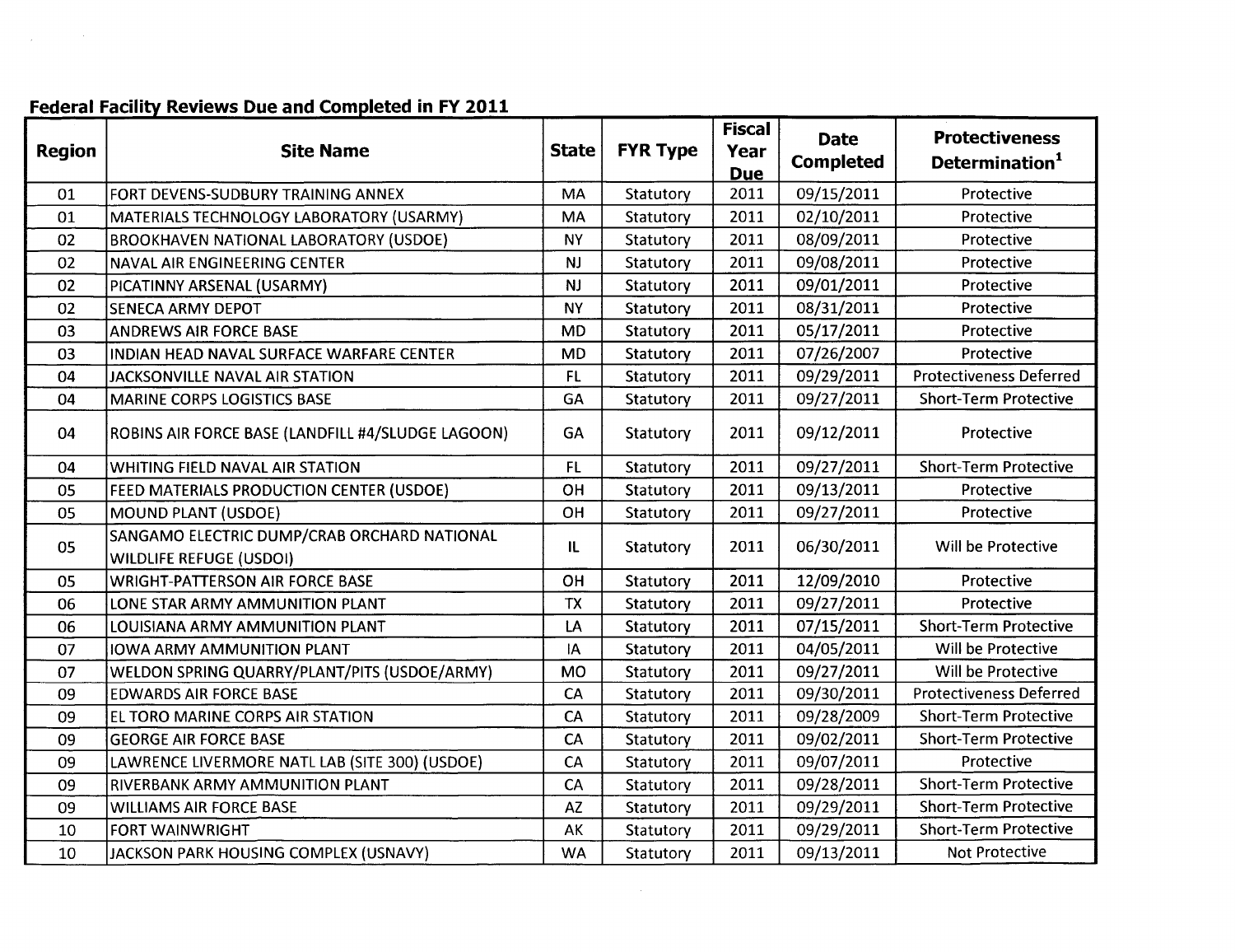**Federal Facility Reviews Due and Completed in FY 2011**

| Region | Site Name | State | FYR Type | Fiscal Year Due | Date Completed | Protectiveness Determination[1] |
|---|---|---|---|---|---|---|
| 01 | FORT DEVENS-SUDBURY TRAINING ANNEX | MA | Statutory | 2011 | 09/15/2011 | Protective |
| 01 | MATERIALS TECHNOLOGY LABORATORY (USARMY) | MA | Statutory | 2011 | 02/10/2011 | Protective |
| 02 | BROOKHAVEN NATIONAL LABORATORY (USDOE) | NY | Statutory | 2011 | 08/09/2011 | Protective |
| 02 | NAVAL AIR ENGINEERING CENTER | NJ | Statutory | 2011 | 09/08/2011 | Protective |
| 02 | PICATINNY ARSENAL (USARMY) | NJ | Statutory | 2011 | 09/01/2011 | Protective |
| 02 | SENECA ARMY DEPOT | NY | Statutory | 2011 | 08/31/2011 | Protective |
| 03 | ANDREWS AIR FORCE BASE | MD | Statutory | 2011 | 05/17/2011 | Protective |
| 03 | INDIAN HEAD NAVAL SURFACE WARFARE CENTER | MD | Statutory | 2011 | 07/26/2007 | Protective |
| 04 | JACKSONVILLE NAVAL AIR STATION | FL | Statutory | 2011 | 09/29/2011 | Protectiveness Deferred |
| 04 | MARINE CORPS LOGISTICS BASE | GA | Statutory | 2011 | 09/27/2011 | Short-Term Protective |
| 04 | ROBINS AIR FORCE BASE (LANDFILL #4/SLUDGE LAGOON) | GA | Statutory | 2011 | 09/12/2011 | Protective |
| 04 | WHITING FIELD NAVAL AIR STATION | FL | Statutory | 2011 | 09/27/2011 | Short-Term Protective |
| 05 | FEED MATERIALS PRODUCTION CENTER (USDOE) | OH | Statutory | 2011 | 09/13/2011 | Protective |
| 05 | MOUND PLANT (USDOE) | OH | Statutory | 2011 | 09/27/2011 | Protective |
| 05 | SANGAMO ELECTRIC DUMP/CRAB ORCHARD NATIONAL WILDLIFE REFUGE (USDOI) | IL | Statutory | 2011 | 06/30/2011 | Will be Protective |
| 05 | WRIGHT-PATTERSON AIR FORCE BASE | OH | Statutory | 2011 | 12/09/2010 | Protective |
| 06 | LONE STAR ARMY AMMUNITION PLANT | TX | Statutory | 2011 | 09/27/2011 | Protective |
| 06 | LOUISIANA ARMY AMMUNITION PLANT | LA | Statutory | 2011 | 07/15/2011 | Short-Term Protective |
| 07 | IOWA ARMY AMMUNITION PLANT | IA | Statutory | 2011 | 04/05/2011 | Will be Protective |
| 07 | WELDON SPRING QUARRY/PLANT/PITS (USDOE/ARMY) | MO | Statutory | 2011 | 09/27/2011 | Will be Protective |
| 09 | EDWARDS AIR FORCE BASE | CA | Statutory | 2011 | 09/30/2011 | Protectiveness Deferred |
| 09 | EL TORO MARINE CORPS AIR STATION | CA | Statutory | 2011 | 09/28/2009 | Short-Term Protective |
| 09 | GEORGE AIR FORCE BASE | CA | Statutory | 2011 | 09/02/2011 | Short-Term Protective |
| 09 | LAWRENCE LIVERMORE NATL LAB (SITE 300) (USDOE) | CA | Statutory | 2011 | 09/07/2011 | Protective |
| 09 | RIVERBANK ARMY AMMUNITION PLANT | CA | Statutory | 2011 | 09/28/2011 | Short-Term Protective |
| 09 | WILLIAMS AIR FORCE BASE | AZ | Statutory | 2011 | 09/29/2011 | Short-Term Protective |
| 10 | FORT WAINWRIGHT | AK | Statutory | 2011 | 09/29/2011 | Short-Term Protective |
| 10 | JACKSON PARK HOUSING COMPLEX (USNAVY) | WA | Statutory | 2011 | 09/13/2011 | Not Protective |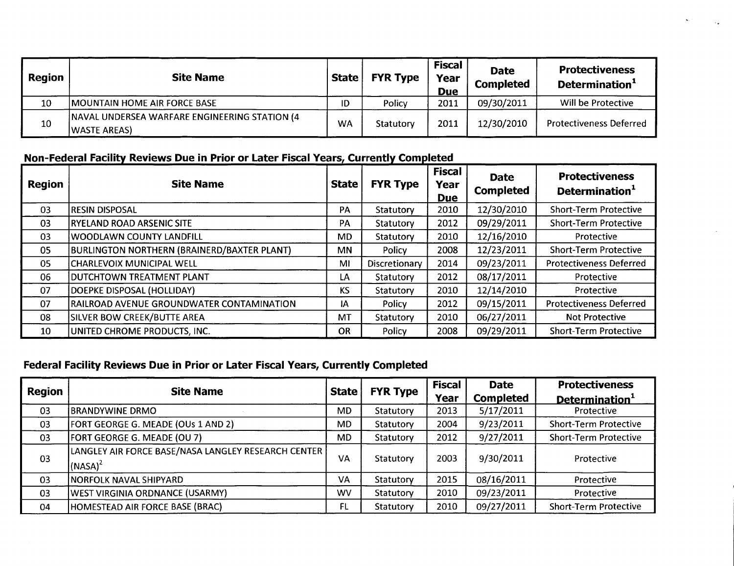| Region | Site Name | State | FYR Type | Fiscal Year Due | Date Completed | Protectiveness Determination[1] |
|---|---|---|---|---|---|---|
| 10 | MOUNTAIN HOME AIR FORCE BASE | ID | Policy | 2011 | 09/30/2011 | Will be Protective |
| 10 | NAVAL UNDERSEA WARFARE ENGINEERING STATION (4 WASTE AREAS) | WA | Statutory | 2011 | 12/30/2010 | Protectiveness Deferred |

## Non-Federal Facility Reviews Due in Prior or Later Fiscal Years, Currently Completed

| Region | Site Name | State | FYR Type | Fiscal Year Due | Date Completed | Protectiveness Determination[1] |
|---|---|---|---|---|---|---|
| 03 | RESIN DISPOSAL | PA | Statutory | 2010 | 12/30/2010 | Short-Term Protective |
| 03 | RYELAND ROAD ARSENIC SITE | PA | Statutory | 2012 | 09/29/2011 | Short-Term Protective |
| 03 | WOODLAWN COUNTY LANDFILL | MD | Statutory | 2010 | 12/16/2010 | Protective |
| 05 | BURLINGTON NORTHERN (BRAINERD/BAXTER PLANT) | MN | Policy | 2008 | 12/23/2011 | Short-Term Protective |
| 05 | CHARLEVOIX MUNICIPAL WELL | MI | Discretionary | 2014 | 09/23/2011 | Protectiveness Deferred |
| 06 | DUTCHTOWN TREATMENT PLANT | LA | Statutory | 2012 | 08/17/2011 | Protective |
| 07 | DOEPKE DISPOSAL (HOLLIDAY) | KS | Statutory | 2010 | 12/14/2010 | Protective |
| 07 | RAILROAD AVENUE GROUNDWATER CONTAMINATION | IA | Policy | 2012 | 09/15/2011 | Protectiveness Deferred |
| 08 | SILVER BOW CREEK/BUTTE AREA | MT | Statutory | 2010 | 06/27/2011 | Not Protective |
| 10 | UNITED CHROME PRODUCTS, INC. | OR | Policy | 2008 | 09/29/2011 | Short-Term Protective |

## Federal Facility Reviews Due in Prior or Later Fiscal Years, Currently Completed

| Region | Site Name | State | FYR Type | Fiscal Year | Date Completed | Protectiveness Determination[1] |
|---|---|---|---|---|---|---|
| 03 | BRANDYWINE DRMO | MD | Statutory | 2013 | 5/17/2011 | Protective |
| 03 | FORT GEORGE G. MEADE (OUs 1 AND 2) | MD | Statutory | 2004 | 9/23/2011 | Short-Term Protective |
| 03 | FORT GEORGE G. MEADE (OU 7) | MD | Statutory | 2012 | 9/27/2011 | Short-Term Protective |
| 03 | LANGLEY AIR FORCE BASE/NASA LANGLEY RESEARCH CENTER (NASA)[2] | VA | Statutory | 2003 | 9/30/2011 | Protective |
| 03 | NORFOLK NAVAL SHIPYARD | VA | Statutory | 2015 | 08/16/2011 | Protective |
| 03 | WEST VIRGINIA ORDNANCE (USARMY) | WV | Statutory | 2010 | 09/23/2011 | Protective |
| 04 | HOMESTEAD AIR FORCE BASE (BRAC) | FL | Statutory | 2010 | 09/27/2011 | Short-Term Protective |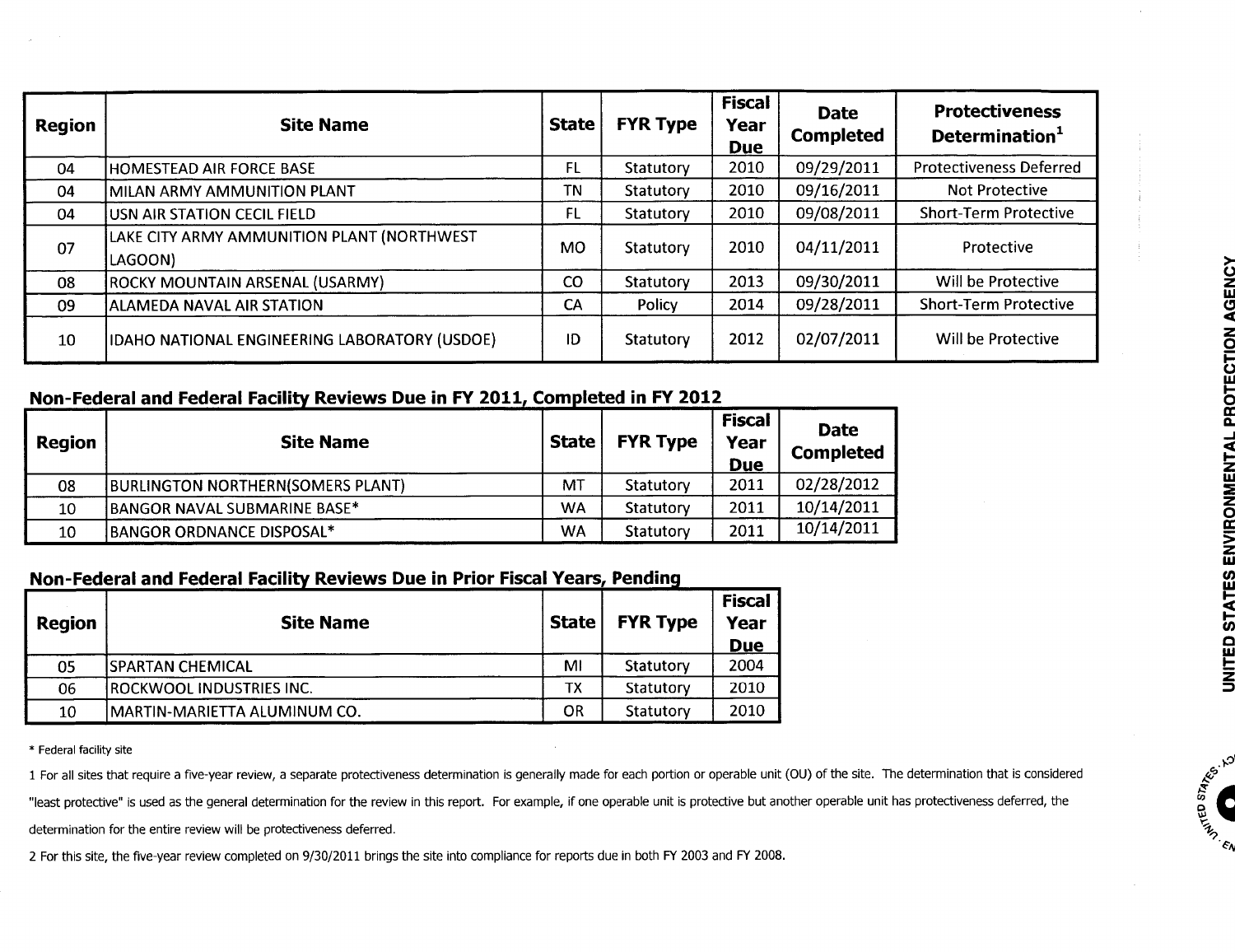| Region | Site Name | State | FYR Type | Fiscal Year Due | Date Completed | Protectiveness Determination[1] |
|---|---|---|---|---|---|---|
| 04 | HOMESTEAD AIR FORCE BASE | FL | Statutory | 2010 | 09/29/2011 | Protectiveness Deferred |
| 04 | MILAN ARMY AMMUNITION PLANT | TN | Statutory | 2010 | 09/16/2011 | Not Protective |
| 04 | USN AIR STATION CECIL FIELD | FL | Statutory | 2010 | 09/08/2011 | Short-Term Protective |
| 07 | LAKE CITY ARMY AMMUNITION PLANT (NORTHWEST LAGOON) | MO | Statutory | 2010 | 04/11/2011 | Protective |
| 08 | ROCKY MOUNTAIN ARSENAL (USARMY) | CO | Statutory | 2013 | 09/30/2011 | Will be Protective |
| 09 | ALAMEDA NAVAL AIR STATION | CA | Policy | 2014 | 09/28/2011 | Short-Term Protective |
| 10 | IDAHO NATIONAL ENGINEERING LABORATORY (USDOE) | ID | Statutory | 2012 | 02/07/2011 | Will be Protective |

## Non-Federal and Federal Facility Reviews Due in FY 2011, Completed in FY 2012

| Region | Site Name | State | FYR Type | Fiscal Year Due | Date Completed |
|---|---|---|---|---|---|
| 08 | BURLINGTON NORTHERN(SOMERS PLANT) | MT | Statutory | 2011 | 02/28/2012 |
| 10 | BANGOR NAVAL SUBMARINE BASE* | WA | Statutory | 2011 | 10/14/2011 |
| 10 | BANGOR ORDNANCE DISPOSAL* | WA | Statutory | 2011 | 10/14/2011 |

## Non-Federal and Federal Facility Reviews Due in Prior Fiscal Years, Pending

| Region | Site Name | State | FYR Type | Fiscal Year Due |
|---|---|---|---|---|
| 05 | SPARTAN CHEMICAL | MI | Statutory | 2004 |
| 06 | ROCKWOOL INDUSTRIES INC. | TX | Statutory | 2010 |
| 10 | MARTIN-MARIETTA ALUMINUM CO. | OR | Statutory | 2010 |

* Federal facility site

1 For all sites that require a five-year review, a separate protectiveness determination is generally made for each portion or operable unit (OU) of the site. The determination that is considered "least protective" is used as the general determination for the review in this report. For example, if one operable unit is protective but another operable unit has protectiveness deferred, the determination for the entire review will be protectiveness deferred.

2 For this site, the five-year review completed on 9/30/2011 brings the site into compliance for reports due in both FY 2003 and FY 2008.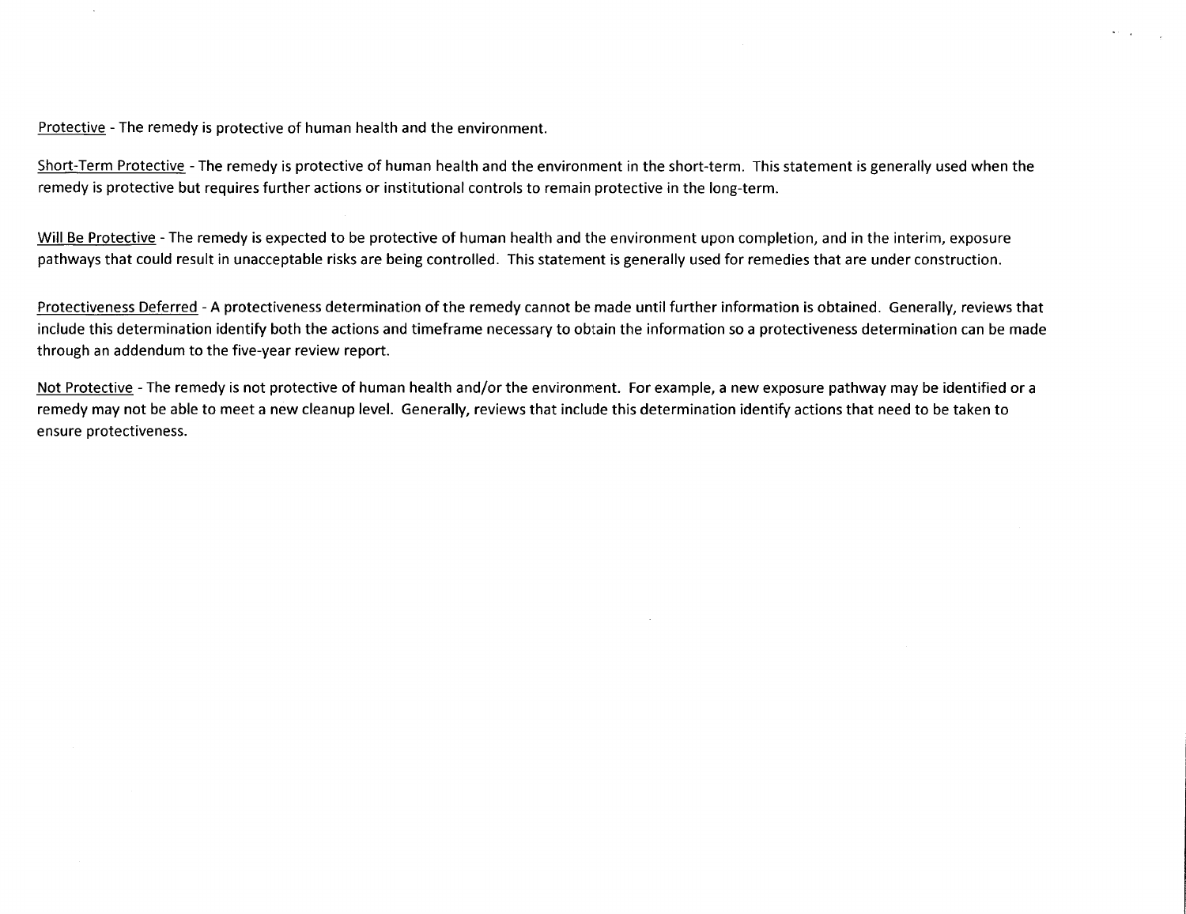<u>Protective</u> - The remedy is protective of human health and the environment.

<u>Short-Term Protective</u> - The remedy is protective of human health and the environment in the short-term. This statement is generally used when the remedy is protective but requires further actions or institutional controls to remain protective in the long-term.

<u>Will Be Protective</u> - The remedy is expected to be protective of human health and the environment upon completion, and in the interim, exposure pathways that could result in unacceptable risks are being controlled. This statement is generally used for remedies that are under construction.

<u>Protectiveness Deferred</u> - A protectiveness determination of the remedy cannot be made until further information is obtained. Generally, reviews that include this determination identify both the actions and timeframe necessary to obtain the information so a protectiveness determination can be made through an addendum to the five-year review report.

<u>Not Protective</u> - The remedy is not protective of human health and/or the environment. For example, a new exposure pathway may be identified or a remedy may not be able to meet a new cleanup level. Generally, reviews that include this determination identify actions that need to be taken to ensure protectiveness.